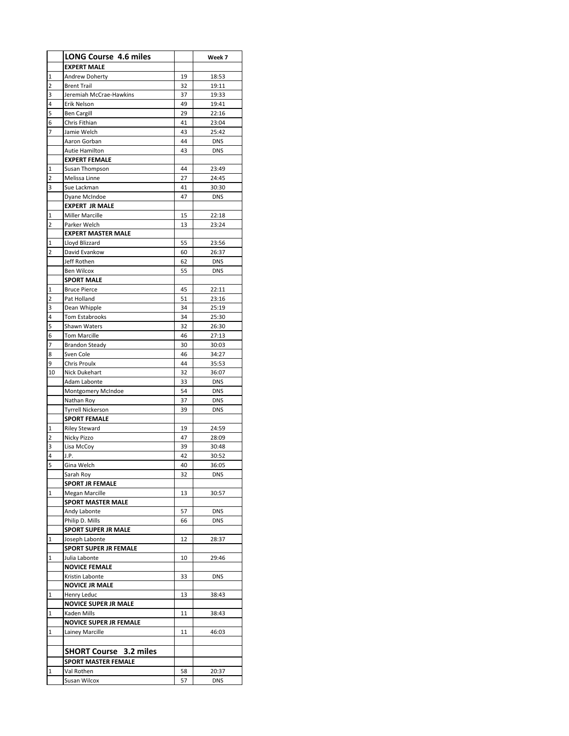| | LONG Course 4.6 miles | | Week 7 |
|---|---|---|---|
| | **EXPERT MALE** | | |
| 1 | Andrew Doherty | 19 | 18:53 |
| 2 | Brent Trail | 32 | 19:11 |
| 3 | Jeremiah McCrae-Hawkins | 37 | 19:33 |
| 4 | Erik Nelson | 49 | 19:41 |
| 5 | Ben Cargill | 29 | 22:16 |
| 6 | Chris Fithian | 41 | 23:04 |
| 7 | Jamie Welch | 43 | 25:42 |
| | Aaron Gorban | 44 | DNS |
| | Autie Hamilton | 43 | DNS |
| | **EXPERT FEMALE** | | |
| 1 | Susan Thompson | 44 | 23:49 |
| 2 | Melissa Linne | 27 | 24:45 |
| 3 | Sue Lackman | 41 | 30:30 |
| | Dyane McIndoe | 47 | DNS |
| | **EXPERT JR MALE** | | |
| 1 | Miller Marcille | 15 | 22:18 |
| 2 | Parker Welch | 13 | 23:24 |
| | **EXPERT MASTER MALE** | | |
| 1 | Lloyd Blizzard | 55 | 23:56 |
| 2 | David Evankow | 60 | 26:37 |
| | Jeff Rothen | 62 | DNS |
| | Ben Wilcox | 55 | DNS |
| | **SPORT MALE** | | |
| 1 | Bruce Pierce | 45 | 22:11 |
| 2 | Pat Holland | 51 | 23:16 |
| 3 | Dean Whipple | 34 | 25:19 |
| 4 | Tom Estabrooks | 34 | 25:30 |
| 5 | Shawn Waters | 32 | 26:30 |
| 6 | Tom Marcille | 46 | 27:13 |
| 7 | Brandon Steady | 30 | 30:03 |
| 8 | Sven Cole | 46 | 34:27 |
| 9 | Chris Proulx | 44 | 35:53 |
| 10 | Nick Dukehart | 32 | 36:07 |
| | Adam Labonte | 33 | DNS |
| | Montgomery McIndoe | 54 | DNS |
| | Nathan Roy | 37 | DNS |
| | Tyrrell Nickerson | 39 | DNS |
| | **SPORT FEMALE** | | |
| 1 | Riley Steward | 19 | 24:59 |
| 2 | Nicky Pizzo | 47 | 28:09 |
| 3 | Lisa McCoy | 39 | 30:48 |
| 4 | J.P. | 42 | 30:52 |
| 5 | Gina Welch | 40 | 36:05 |
| | Sarah Roy | 32 | DNS |
| | **SPORT JR FEMALE** | | |
| 1 | Megan Marcille | 13 | 30:57 |
| | **SPORT MASTER MALE** | | |
| | Andy Labonte | 57 | DNS |
| | Philip D. Mills | 66 | DNS |
| | **SPORT SUPER JR MALE** | | |
| 1 | Joseph Labonte | 12 | 28:37 |
| | **SPORT SUPER JR FEMALE** | | |
| 1 | Julia Labonte | 10 | 29:46 |
| | **NOVICE FEMALE** | | |
| | Kristin Labonte | 33 | DNS |
| | **NOVICE JR MALE** | | |
| 1 | Henry Leduc | 13 | 38:43 |
| | **NOVICE SUPER JR MALE** | | |
| 1 | Kaden Mills | 11 | 38:43 |
| | **NOVICE SUPER JR FEMALE** | | |
| 1 | Lainey Marcille | 11 | 46:03 |
| | | | |
| | **SHORT Course 3.2 miles** | | |
| | **SPORT MASTER FEMALE** | | |
| 1 | Val Rothen | 58 | 20:37 |
| | Susan Wilcox | 57 | DNS |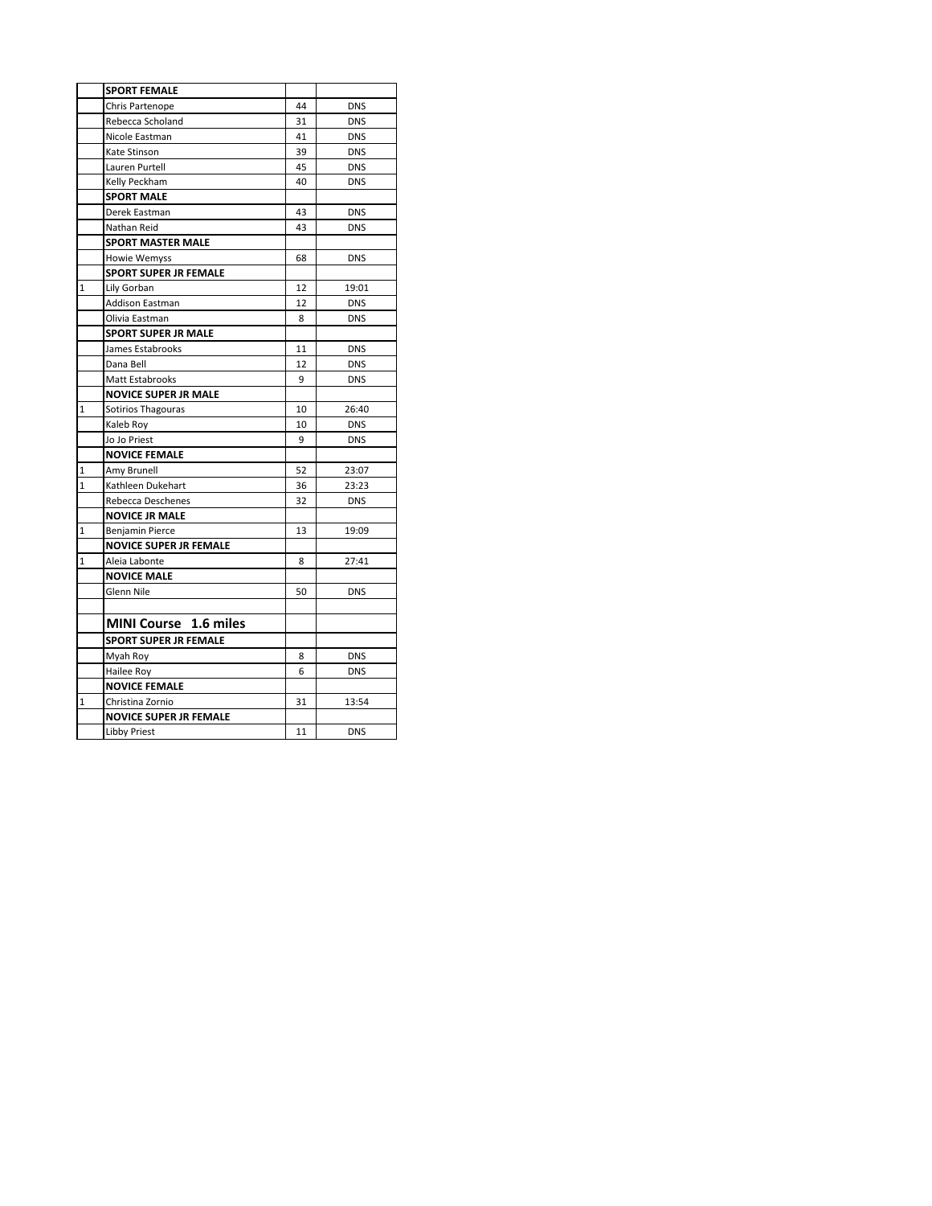| | | | |
|---|---|---|---|
| | **SPORT FEMALE** | | |
| | Chris Partenope | 44 | DNS |
| | Rebecca Scholand | 31 | DNS |
| | Nicole Eastman | 41 | DNS |
| | Kate Stinson | 39 | DNS |
| | Lauren Purtell | 45 | DNS |
| | Kelly Peckham | 40 | DNS |
| | **SPORT MALE** | | |
| | Derek Eastman | 43 | DNS |
| | Nathan Reid | 43 | DNS |
| | **SPORT MASTER MALE** | | |
| | Howie Wemyss | 68 | DNS |
| | **SPORT SUPER JR FEMALE** | | |
| 1 | Lily Gorban | 12 | 19:01 |
| | Addison Eastman | 12 | DNS |
| | Olivia Eastman | 8 | DNS |
| | **SPORT SUPER JR MALE** | | |
| | James Estabrooks | 11 | DNS |
| | Dana Bell | 12 | DNS |
| | Matt Estabrooks | 9 | DNS |
| | **NOVICE SUPER JR MALE** | | |
| 1 | Sotirios Thagouras | 10 | 26:40 |
| | Kaleb Roy | 10 | DNS |
| | Jo Jo Priest | 9 | DNS |
| | **NOVICE FEMALE** | | |
| 1 | Amy Brunell | 52 | 23:07 |
| 1 | Kathleen Dukehart | 36 | 23:23 |
| | Rebecca Deschenes | 32 | DNS |
| | **NOVICE JR MALE** | | |
| 1 | Benjamin Pierce | 13 | 19:09 |
| | **NOVICE SUPER JR FEMALE** | | |
| 1 | Aleia Labonte | 8 | 27:41 |
| | **NOVICE MALE** | | |
| | Glenn Nile | 50 | DNS |
| | | | |
| | **MINI Course 1.6 miles** | | |
| | **SPORT SUPER JR FEMALE** | | |
| | Myah Roy | 8 | DNS |
| | Hailee Roy | 6 | DNS |
| | **NOVICE FEMALE** | | |
| 1 | Christina Zornio | 31 | 13:54 |
| | **NOVICE SUPER JR FEMALE** | | |
| | Libby Priest | 11 | DNS |